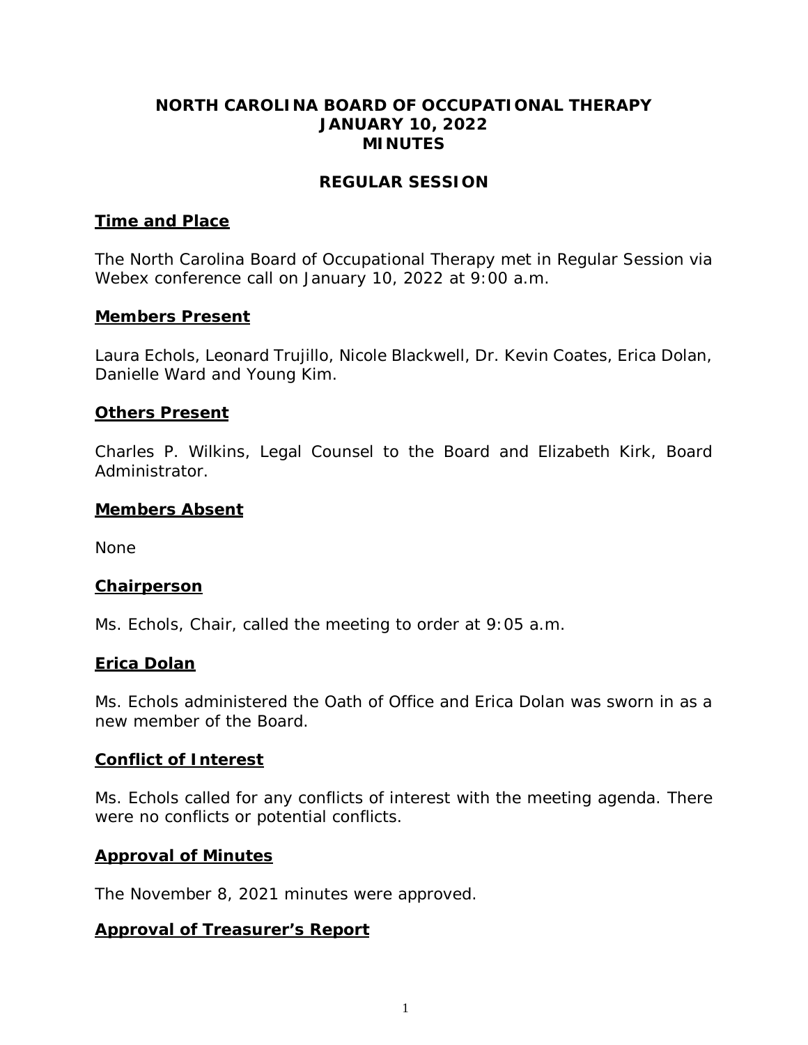# NORTH CAROLINA BOARD OF OCCUPATIONAL THERAPY
# JANUARY 10, 2022
# MINUTES

## REGULAR SESSION

### Time and Place

The North Carolina Board of Occupational Therapy met in Regular Session via Webex conference call on January 10, 2022 at 9:00 a.m.

### Members Present

Laura Echols, Leonard Trujillo, Nicole Blackwell, Dr. Kevin Coates, Erica Dolan, Danielle Ward and Young Kim.

### Others Present

Charles P. Wilkins, Legal Counsel to the Board and Elizabeth Kirk, Board Administrator.

### Members Absent

None

### Chairperson

Ms. Echols, Chair, called the meeting to order at 9:05 a.m.

### Erica Dolan

Ms. Echols administered the Oath of Office and Erica Dolan was sworn in as a new member of the Board.

### Conflict of Interest

Ms. Echols called for any conflicts of interest with the meeting agenda. There were no conflicts or potential conflicts.

### Approval of Minutes

The November 8, 2021 minutes were approved.

### Approval of Treasurer's Report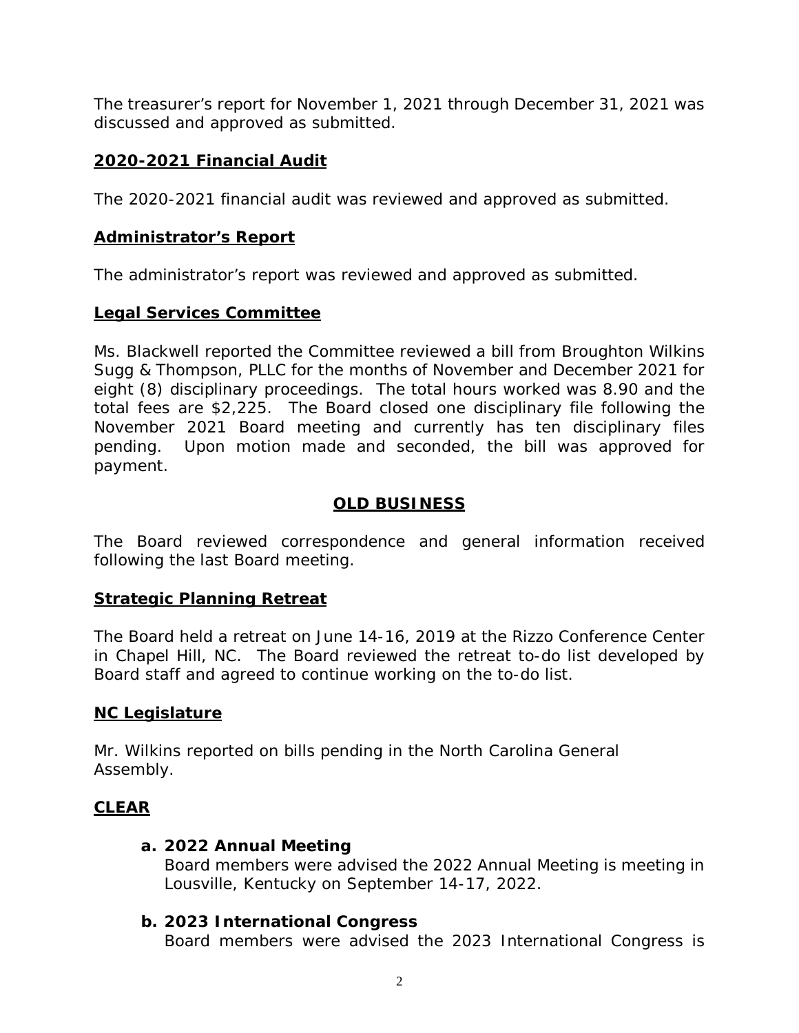The treasurer's report for November 1, 2021 through December 31, 2021 was discussed and approved as submitted.

## 2020-2021 Financial Audit

The 2020-2021 financial audit was reviewed and approved as submitted.

## Administrator's Report

The administrator's report was reviewed and approved as submitted.

## Legal Services Committee

Ms. Blackwell reported the Committee reviewed a bill from Broughton Wilkins Sugg & Thompson, PLLC for the months of November and December 2021 for eight (8) disciplinary proceedings. The total hours worked was 8.90 and the total fees are $2,225. The Board closed one disciplinary file following the November 2021 Board meeting and currently has ten disciplinary files pending. Upon motion made and seconded, the bill was approved for payment.

# OLD BUSINESS

The Board reviewed correspondence and general information received following the last Board meeting.

## Strategic Planning Retreat

The Board held a retreat on June 14-16, 2019 at the Rizzo Conference Center in Chapel Hill, NC. The Board reviewed the retreat to-do list developed by Board staff and agreed to continue working on the to-do list.

## NC Legislature

Mr. Wilkins reported on bills pending in the North Carolina General Assembly.

## CLEAR

**a. 2022 Annual Meeting**
Board members were advised the 2022 Annual Meeting is meeting in Lousville, Kentucky on September 14-17, 2022.

**b. 2023 International Congress**
Board members were advised the 2023 International Congress is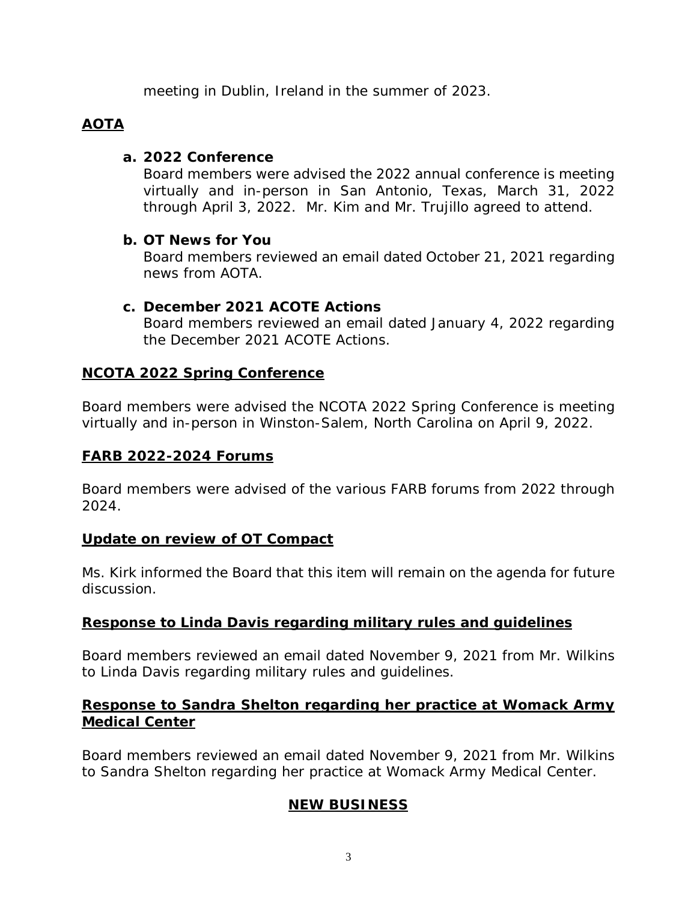meeting in Dublin, Ireland in the summer of 2023.

## AOTA

**a. 2022 Conference**

Board members were advised the 2022 annual conference is meeting virtually and in-person in San Antonio, Texas, March 31, 2022 through April 3, 2022. Mr. Kim and Mr. Trujillo agreed to attend.

**b. OT News for You**

Board members reviewed an email dated October 21, 2021 regarding news from AOTA.

**c. December 2021 ACOTE Actions**

Board members reviewed an email dated January 4, 2022 regarding the December 2021 ACOTE Actions.

## NCOTA 2022 Spring Conference

Board members were advised the NCOTA 2022 Spring Conference is meeting virtually and in-person in Winston-Salem, North Carolina on April 9, 2022.

## FARB 2022-2024 Forums

Board members were advised of the various FARB forums from 2022 through 2024.

## Update on review of OT Compact

Ms. Kirk informed the Board that this item will remain on the agenda for future discussion.

## Response to Linda Davis regarding military rules and guidelines

Board members reviewed an email dated November 9, 2021 from Mr. Wilkins to Linda Davis regarding military rules and guidelines.

## Response to Sandra Shelton regarding her practice at Womack Army Medical Center

Board members reviewed an email dated November 9, 2021 from Mr. Wilkins to Sandra Shelton regarding her practice at Womack Army Medical Center.

## NEW BUSINESS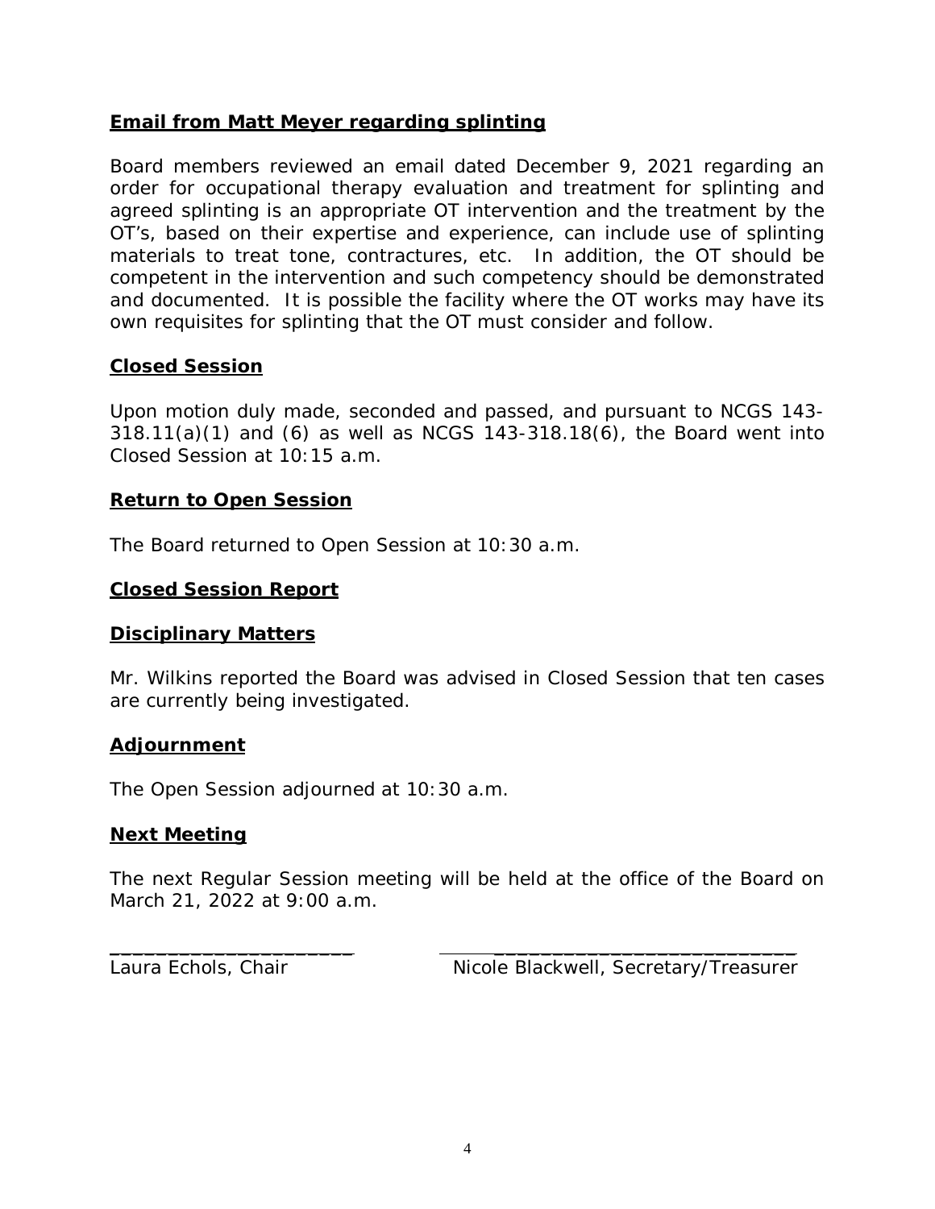**Email from Matt Meyer regarding splinting**

Board members reviewed an email dated December 9, 2021 regarding an order for occupational therapy evaluation and treatment for splinting and agreed splinting is an appropriate OT intervention and the treatment by the OT's, based on their expertise and experience, can include use of splinting materials to treat tone, contractures, etc. In addition, the OT should be competent in the intervention and such competency should be demonstrated and documented. It is possible the facility where the OT works may have its own requisites for splinting that the OT must consider and follow.

**Closed Session**

Upon motion duly made, seconded and passed, and pursuant to NCGS 143-318.11(a)(1) and (6) as well as NCGS 143-318.18(6), the Board went into Closed Session at 10:15 a.m.

**Return to Open Session**

The Board returned to Open Session at 10:30 a.m.

**Closed Session Report**

**Disciplinary Matters**

Mr. Wilkins reported the Board was advised in Closed Session that ten cases are currently being investigated.

**Adjournment**

The Open Session adjourned at 10:30 a.m.

**Next Meeting**

The next Regular Session meeting will be held at the office of the Board on March 21, 2022 at 9:00 a.m.

______________________ ______________________________

Laura Echols, Chair Nicole Blackwell, Secretary/Treasurer